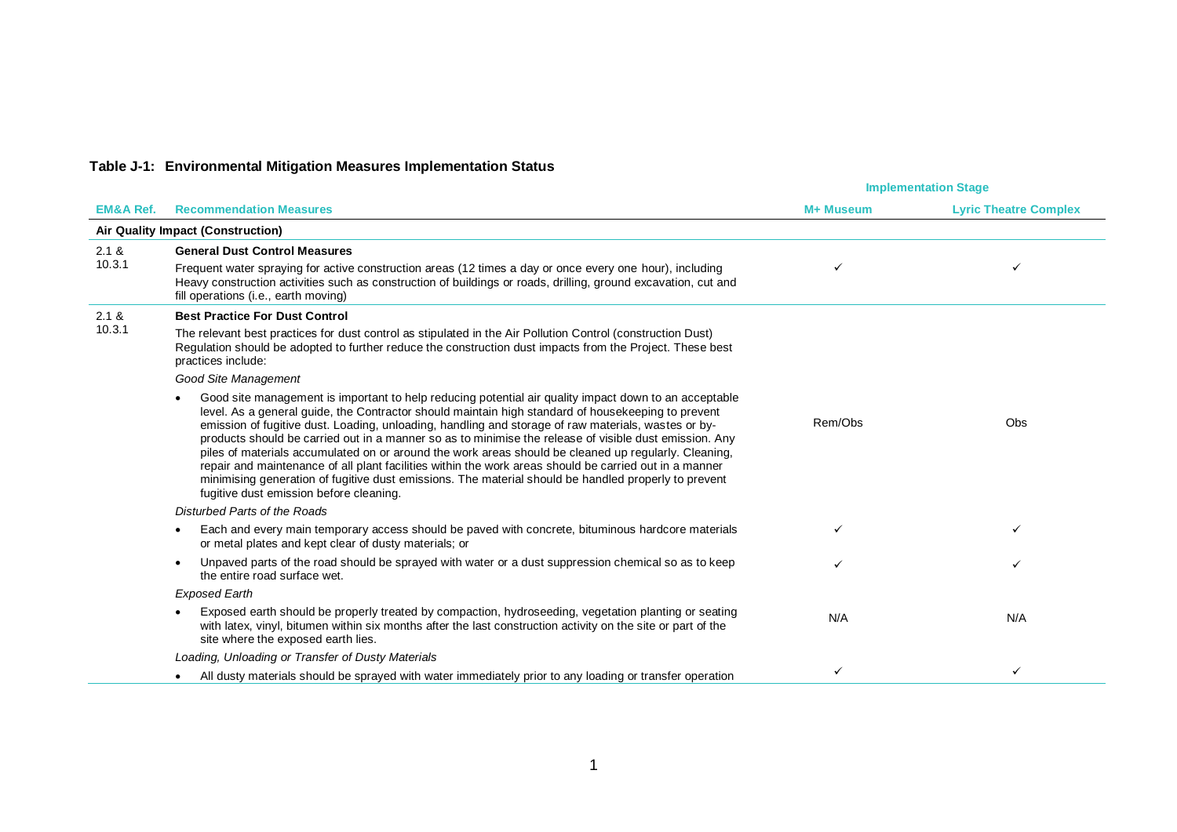**Table J-1: Environmental Mitigation Measures Implementation Status**

| EM&A Ref. | Recommendation Measures | Implementation Stage | |
|---|---|---|---|
| | | M+ Museum | Lyric Theatre Complex |
| **Air Quality Impact (Construction)** | | | |
| 2.1 & 10.3.1 | **General Dust Control Measures**<br>Frequent water spraying for active construction areas (12 times a day or once every one hour), including Heavy construction activities such as construction of buildings or roads, drilling, ground excavation, cut and fill operations (i.e., earth moving) | ✓ | ✓ |
| 2.1 & 10.3.1 | **Best Practice For Dust Control**<br>The relevant best practices for dust control as stipulated in the Air Pollution Control (construction Dust) Regulation should be adopted to further reduce the construction dust impacts from the Project. These best practices include: | | |
| | *Good Site Management* | | |
| | • Good site management is important to help reducing potential air quality impact down to an acceptable level. As a general guide, the Contractor should maintain high standard of housekeeping to prevent emission of fugitive dust. Loading, unloading, handling and storage of raw materials, wastes or by-products should be carried out in a manner so as to minimise the release of visible dust emission. Any piles of materials accumulated on or around the work areas should be cleaned up regularly. Cleaning, repair and maintenance of all plant facilities within the work areas should be carried out in a manner minimising generation of fugitive dust emissions. The material should be handled properly to prevent fugitive dust emission before cleaning. | Rem/Obs | Obs |
| | *Disturbed Parts of the Roads* | | |
| | • Each and every main temporary access should be paved with concrete, bituminous hardcore materials or metal plates and kept clear of dusty materials; or | ✓ | ✓ |
| | • Unpaved parts of the road should be sprayed with water or a dust suppression chemical so as to keep the entire road surface wet. | ✓ | ✓ |
| | *Exposed Earth* | | |
| | • Exposed earth should be properly treated by compaction, hydroseeding, vegetation planting or seating with latex, vinyl, bitumen within six months after the last construction activity on the site or part of the site where the exposed earth lies. | N/A | N/A |
| | *Loading, Unloading or Transfer of Dusty Materials* | | |
| | • All dusty materials should be sprayed with water immediately prior to any loading or transfer operation | ✓ | ✓ |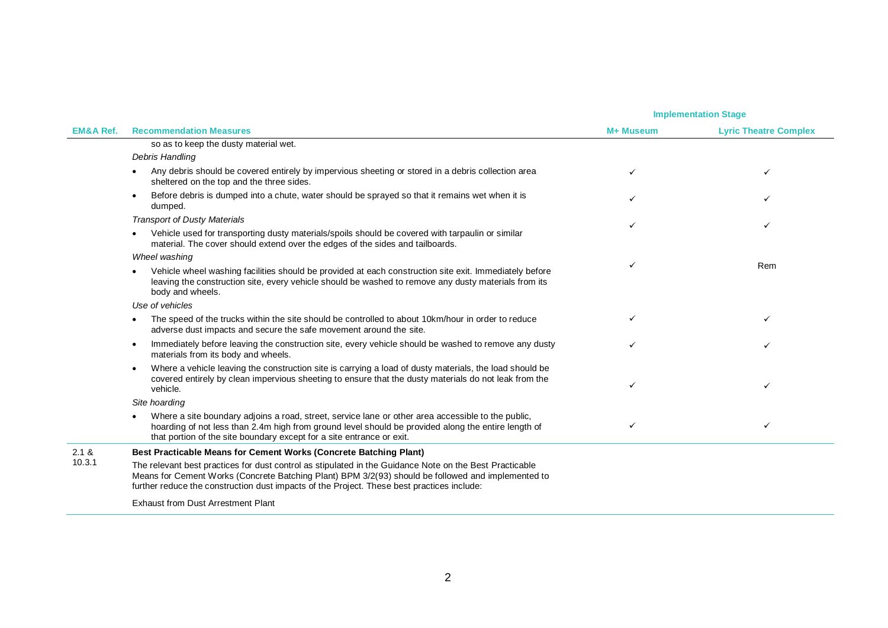| EM&A Ref. | Recommendation Measures | Implementation Stage | |
|---|---|---|---|
| | | M+ Museum | Lyric Theatre Complex |
| | so as to keep the dusty material wet. | | |
| | *Debris Handling* | | |
| | • Any debris should be covered entirely by impervious sheeting or stored in a debris collection area sheltered on the top and the three sides. | ✓ | ✓ |
| | • Before debris is dumped into a chute, water should be sprayed so that it remains wet when it is dumped. | ✓ | ✓ |
| | *Transport of Dusty Materials* • Vehicle used for transporting dusty materials/spoils should be covered with tarpaulin or similar material. The cover should extend over the edges of the sides and tailboards. | ✓ | ✓ |
| | *Wheel washing* • Vehicle wheel washing facilities should be provided at each construction site exit. Immediately before leaving the construction site, every vehicle should be washed to remove any dusty materials from its body and wheels. | ✓ | Rem |
| | *Use of vehicles* | | |
| | • The speed of the trucks within the site should be controlled to about 10km/hour in order to reduce adverse dust impacts and secure the safe movement around the site. | ✓ | ✓ |
| | • Immediately before leaving the construction site, every vehicle should be washed to remove any dusty materials from its body and wheels. | ✓ | ✓ |
| | • Where a vehicle leaving the construction site is carrying a load of dusty materials, the load should be covered entirely by clean impervious sheeting to ensure that the dusty materials do not leak from the vehicle. | ✓ | ✓ |
| | *Site hoarding* • Where a site boundary adjoins a road, street, service lane or other area accessible to the public, hoarding of not less than 2.4m high from ground level should be provided along the entire length of that portion of the site boundary except for a site entrance or exit. | ✓ | ✓ |
| 2.1 & 10.3.1 | **Best Practicable Means for Cement Works (Concrete Batching Plant)** The relevant best practices for dust control as stipulated in the Guidance Note on the Best Practicable Means for Cement Works (Concrete Batching Plant) BPM 3/2(93) should be followed and implemented to further reduce the construction dust impacts of the Project. These best practices include: Exhaust from Dust Arrestment Plant | | |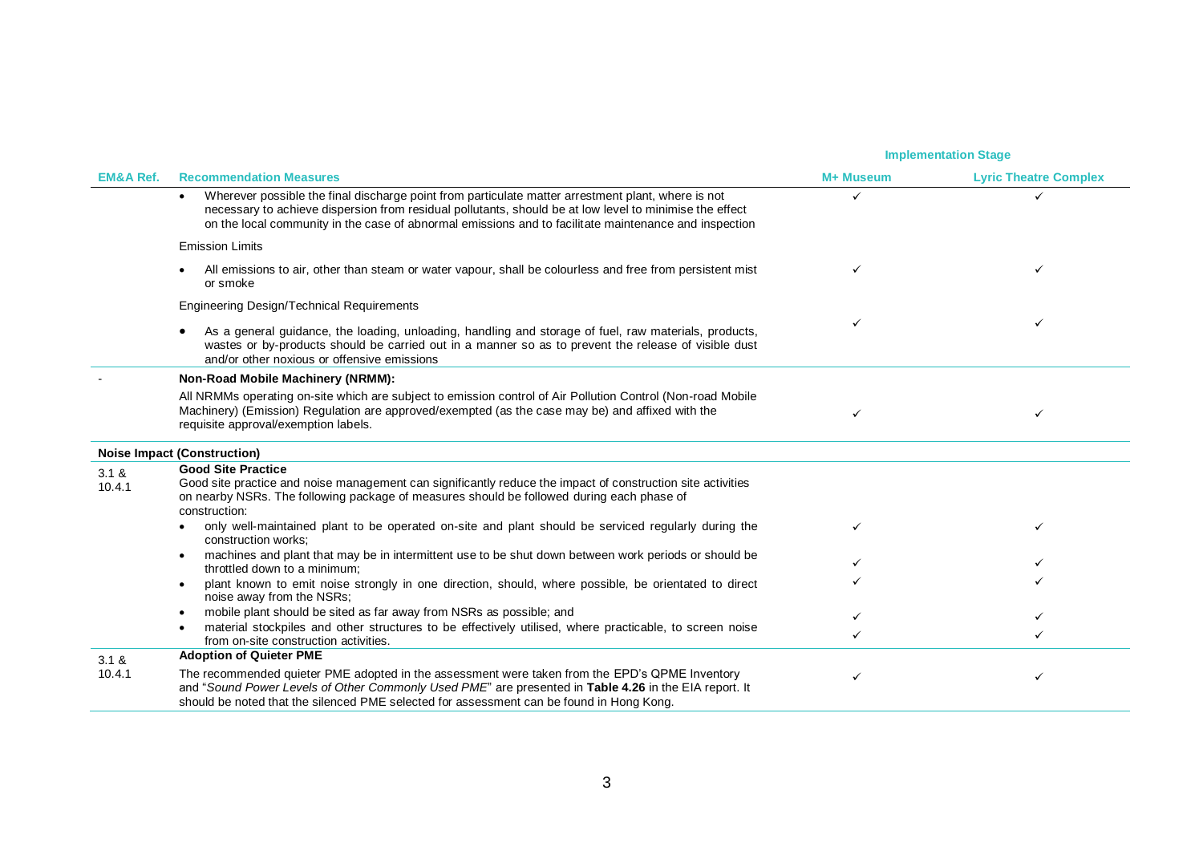| | | Implementation Stage | |
|---|---|---|---|
| EM&A Ref. | Recommendation Measures | M+ Museum | Lyric Theatre Complex |
| | • Wherever possible the final discharge point from particulate matter arrestment plant, where is not necessary to achieve dispersion from residual pollutants, should be at low level to minimise the effect on the local community in the case of abnormal emissions and to facilitate maintenance and inspection | ✓ | ✓ |
| | Emission Limits | | |
| | • All emissions to air, other than steam or water vapour, shall be colourless and free from persistent mist or smoke | ✓ | ✓ |
| | Engineering Design/Technical Requirements | | |
| | • As a general guidance, the loading, unloading, handling and storage of fuel, raw materials, products, wastes or by-products should be carried out in a manner so as to prevent the release of visible dust and/or other noxious or offensive emissions | ✓ | ✓ |
| - | **Non-Road Mobile Machinery (NRMM):** All NRMMs operating on-site which are subject to emission control of Air Pollution Control (Non-road Mobile Machinery) (Emission) Regulation are approved/exempted (as the case may be) and affixed with the requisite approval/exemption labels. | ✓ | ✓ |
| **Noise Impact (Construction)** | | | |
| 3.1 & 10.4.1 | **Good Site Practice** Good site practice and noise management can significantly reduce the impact of construction site activities on nearby NSRs. The following package of measures should be followed during each phase of construction: | | |
| | • only well-maintained plant to be operated on-site and plant should be serviced regularly during the construction works; | ✓ | ✓ |
| | • machines and plant that may be in intermittent use to be shut down between work periods or should be throttled down to a minimum; | ✓ | ✓ |
| | • plant known to emit noise strongly in one direction, should, where possible, be orientated to direct noise away from the NSRs; | ✓ | ✓ |
| | • mobile plant should be sited as far away from NSRs as possible; and | ✓ | ✓ |
| | • material stockpiles and other structures to be effectively utilised, where practicable, to screen noise from on-site construction activities. | ✓ | ✓ |
| 3.1 & 10.4.1 | **Adoption of Quieter PME** The recommended quieter PME adopted in the assessment were taken from the EPD's QPME Inventory and "*Sound Power Levels of Other Commonly Used PME*" are presented in **Table 4.26** in the EIA report. It should be noted that the silenced PME selected for assessment can be found in Hong Kong. | ✓ | ✓ |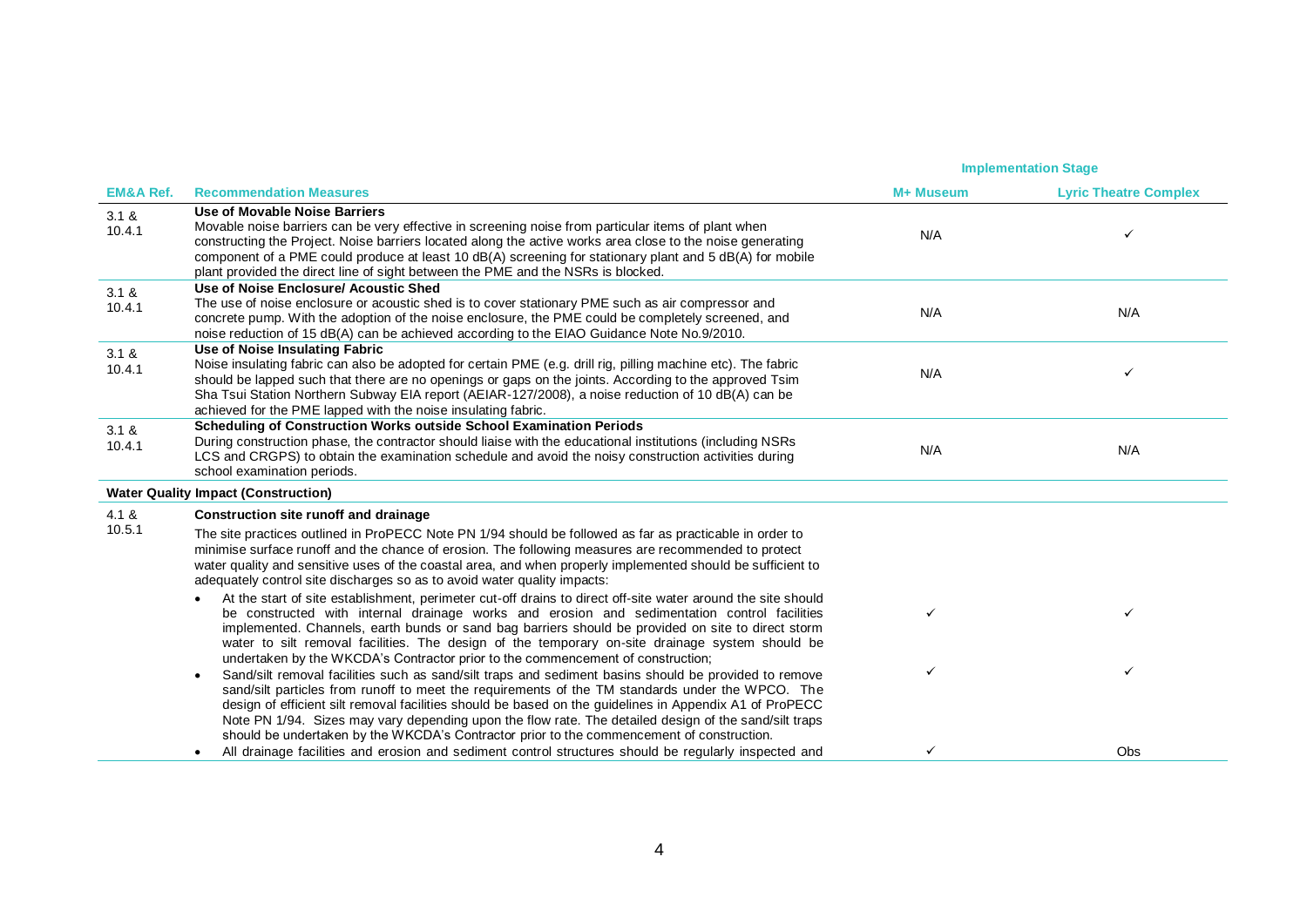| EM&A Ref. | Recommendation Measures | Implementation Stage M+ Museum | Implementation Stage Lyric Theatre Complex |
|---|---|---|---|
| 3.1 & 10.4.1 | **Use of Movable Noise Barriers** Movable noise barriers can be very effective in screening noise from particular items of plant when constructing the Project. Noise barriers located along the active works area close to the noise generating component of a PME could produce at least 10 dB(A) screening for stationary plant and 5 dB(A) for mobile plant provided the direct line of sight between the PME and the NSRs is blocked. | N/A | ✓ |
| 3.1 & 10.4.1 | **Use of Noise Enclosure/ Acoustic Shed** The use of noise enclosure or acoustic shed is to cover stationary PME such as air compressor and concrete pump. With the adoption of the noise enclosure, the PME could be completely screened, and noise reduction of 15 dB(A) can be achieved according to the EIAO Guidance Note No.9/2010. | N/A | N/A |
| 3.1 & 10.4.1 | **Use of Noise Insulating Fabric** Noise insulating fabric can also be adopted for certain PME (e.g. drill rig, pilling machine etc). The fabric should be lapped such that there are no openings or gaps on the joints. According to the approved Tsim Sha Tsui Station Northern Subway EIA report (AEIAR-127/2008), a noise reduction of 10 dB(A) can be achieved for the PME lapped with the noise insulating fabric. | N/A | ✓ |
| 3.1 & 10.4.1 | **Scheduling of Construction Works outside School Examination Periods** During construction phase, the contractor should liaise with the educational institutions (including NSRs LCS and CRGPS) to obtain the examination schedule and avoid the noisy construction activities during school examination periods. | N/A | N/A |
| **Water Quality Impact (Construction)** | | | |
| 4.1 & 10.5.1 | **Construction site runoff and drainage** The site practices outlined in ProPECC Note PN 1/94 should be followed as far as practicable in order to minimise surface runoff and the chance of erosion. The following measures are recommended to protect water quality and sensitive uses of the coastal area, and when properly implemented should be sufficient to adequately control site discharges so as to avoid water quality impacts: | | |
| | • At the start of site establishment, perimeter cut-off drains to direct off-site water around the site should be constructed with internal drainage works and erosion and sedimentation control facilities implemented. Channels, earth bunds or sand bag barriers should be provided on site to direct storm water to silt removal facilities. The design of the temporary on-site drainage system should be undertaken by the WKCDA's Contractor prior to the commencement of construction; | ✓ | ✓ |
| | • Sand/silt removal facilities such as sand/silt traps and sediment basins should be provided to remove sand/silt particles from runoff to meet the requirements of the TM standards under the WPCO. The design of efficient silt removal facilities should be based on the guidelines in Appendix A1 of ProPECC Note PN 1/94. Sizes may vary depending upon the flow rate. The detailed design of the sand/silt traps should be undertaken by the WKCDA's Contractor prior to the commencement of construction. | ✓ | ✓ |
| | • All drainage facilities and erosion and sediment control structures should be regularly inspected and | ✓ | Obs |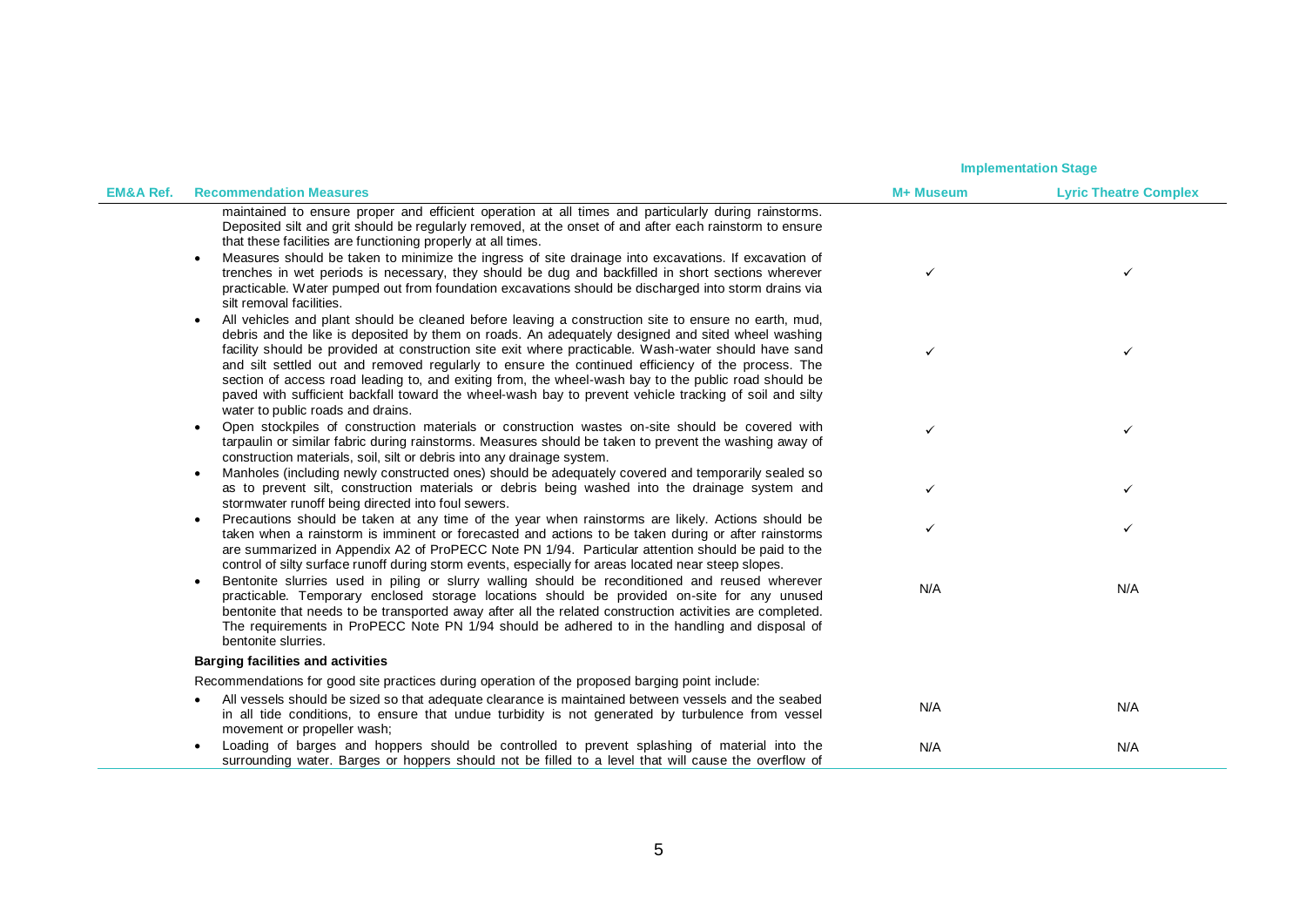| EM&A Ref. | Recommendation Measures | Implementation Stage | |
|---|---|---|---|
| | | M+ Museum | Lyric Theatre Complex |
| | maintained to ensure proper and efficient operation at all times and particularly during rainstorms. Deposited silt and grit should be regularly removed, at the onset of and after each rainstorm to ensure that these facilities are functioning properly at all times. | | |
| | • Measures should be taken to minimize the ingress of site drainage into excavations. If excavation of trenches in wet periods is necessary, they should be dug and backfilled in short sections wherever practicable. Water pumped out from foundation excavations should be discharged into storm drains via silt removal facilities. | ✓ | ✓ |
| | • All vehicles and plant should be cleaned before leaving a construction site to ensure no earth, mud, debris and the like is deposited by them on roads. An adequately designed and sited wheel washing facility should be provided at construction site exit where practicable. Wash-water should have sand and silt settled out and removed regularly to ensure the continued efficiency of the process. The section of access road leading to, and exiting from, the wheel-wash bay to the public road should be paved with sufficient backfall toward the wheel-wash bay to prevent vehicle tracking of soil and silty water to public roads and drains. | ✓ | ✓ |
| | • Open stockpiles of construction materials or construction wastes on-site should be covered with tarpaulin or similar fabric during rainstorms. Measures should be taken to prevent the washing away of construction materials, soil, silt or debris into any drainage system. | ✓ | ✓ |
| | • Manholes (including newly constructed ones) should be adequately covered and temporarily sealed so as to prevent silt, construction materials or debris being washed into the drainage system and stormwater runoff being directed into foul sewers. | ✓ | ✓ |
| | • Precautions should be taken at any time of the year when rainstorms are likely. Actions should be taken when a rainstorm is imminent or forecasted and actions to be taken during or after rainstorms are summarized in Appendix A2 of ProPECC Note PN 1/94. Particular attention should be paid to the control of silty surface runoff during storm events, especially for areas located near steep slopes. | ✓ | ✓ |
| | • Bentonite slurries used in piling or slurry walling should be reconditioned and reused wherever practicable. Temporary enclosed storage locations should be provided on-site for any unused bentonite that needs to be transported away after all the related construction activities are completed. The requirements in ProPECC Note PN 1/94 should be adhered to in the handling and disposal of bentonite slurries. | N/A | N/A |
| | **Barging facilities and activities** | | |
| | Recommendations for good site practices during operation of the proposed barging point include: | | |
| | • All vessels should be sized so that adequate clearance is maintained between vessels and the seabed in all tide conditions, to ensure that undue turbidity is not generated by turbulence from vessel movement or propeller wash; | N/A | N/A |
| | • Loading of barges and hoppers should be controlled to prevent splashing of material into the surrounding water. Barges or hoppers should not be filled to a level that will cause the overflow of | N/A | N/A |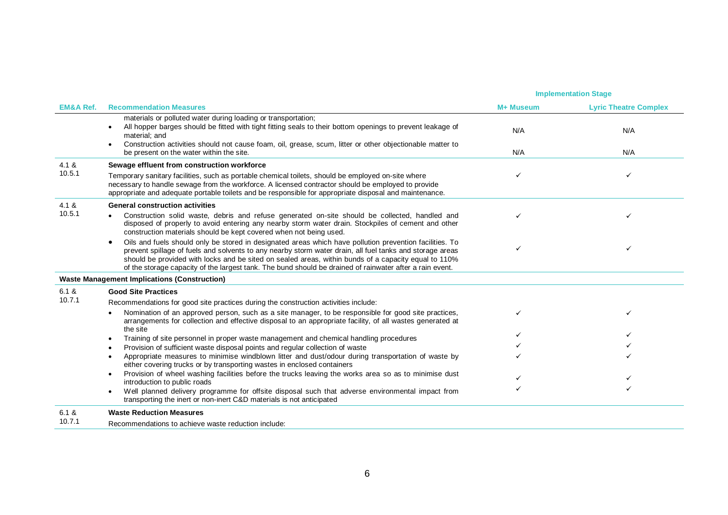| EM&A Ref. | Recommendation Measures | Implementation Stage | |
|---|---|---|---|
| | | M+ Museum | Lyric Theatre Complex |
| | materials or polluted water during loading or transportation;<br>• All hopper barges should be fitted with tight fitting seals to their bottom openings to prevent leakage of material; and | N/A | N/A |
| | • Construction activities should not cause foam, oil, grease, scum, litter or other objectionable matter to be present on the water within the site. | N/A | N/A |
| 4.1 & 10.5.1 | **Sewage effluent from construction workforce**<br>Temporary sanitary facilities, such as portable chemical toilets, should be employed on-site where necessary to handle sewage from the workforce. A licensed contractor should be employed to provide appropriate and adequate portable toilets and be responsible for appropriate disposal and maintenance. | ✓ | ✓ |
| 4.1 & 10.5.1 | **General construction activities**<br>• Construction solid waste, debris and refuse generated on-site should be collected, handled and disposed of properly to avoid entering any nearby storm water drain. Stockpiles of cement and other construction materials should be kept covered when not being used. | ✓ | ✓ |
| | • Oils and fuels should only be stored in designated areas which have pollution prevention facilities. To prevent spillage of fuels and solvents to any nearby storm water drain, all fuel tanks and storage areas should be provided with locks and be sited on sealed areas, within bunds of a capacity equal to 110% of the storage capacity of the largest tank. The bund should be drained of rainwater after a rain event. | ✓ | ✓ |
| **Waste Management Implications (Construction)** | | | |
| 6.1 & 10.7.1 | **Good Site Practices**<br>Recommendations for good site practices during the construction activities include: | | |
| | • Nomination of an approved person, such as a site manager, to be responsible for good site practices, arrangements for collection and effective disposal to an appropriate facility, of all wastes generated at the site | ✓ | ✓ |
| | • Training of site personnel in proper waste management and chemical handling procedures | ✓ | ✓ |
| | • Provision of sufficient waste disposal points and regular collection of waste | ✓ | ✓ |
| | • Appropriate measures to minimise windblown litter and dust/odour during transportation of waste by either covering trucks or by transporting wastes in enclosed containers | ✓ | ✓ |
| | • Provision of wheel washing facilities before the trucks leaving the works area so as to minimise dust introduction to public roads | ✓ | ✓ |
| | • Well planned delivery programme for offsite disposal such that adverse environmental impact from transporting the inert or non-inert C&D materials is not anticipated | ✓ | ✓ |
| 6.1 & 10.7.1 | **Waste Reduction Measures**<br>Recommendations to achieve waste reduction include: | | |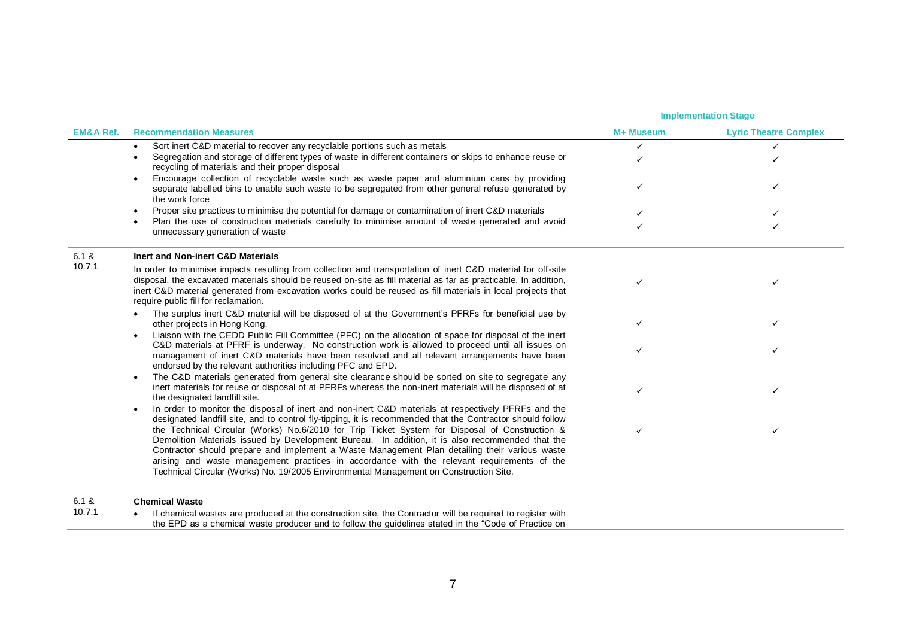| EM&A Ref. | Recommendation Measures | Implementation Stage | |
|---|---|---|---|
| | | M+ Museum | Lyric Theatre Complex |
| | • Sort inert C&D material to recover any recyclable portions such as metals | ✓ | ✓ |
| | • Segregation and storage of different types of waste in different containers or skips to enhance reuse or recycling of materials and their proper disposal | ✓ | ✓ |
| | • Encourage collection of recyclable waste such as waste paper and aluminium cans by providing separate labelled bins to enable such waste to be segregated from other general refuse generated by the work force | ✓ | ✓ |
| | • Proper site practices to minimise the potential for damage or contamination of inert C&D materials | ✓ | ✓ |
| | • Plan the use of construction materials carefully to minimise amount of waste generated and avoid unnecessary generation of waste | ✓ | ✓ |
| 6.1 & 10.7.1 | **Inert and Non-inert C&D Materials** | | |
| | In order to minimise impacts resulting from collection and transportation of inert C&D material for off-site disposal, the excavated materials should be reused on-site as fill material as far as practicable. In addition, inert C&D material generated from excavation works could be reused as fill materials in local projects that require public fill for reclamation. | ✓ | ✓ |
| | • The surplus inert C&D material will be disposed of at the Government's PFRFs for beneficial use by other projects in Hong Kong. | ✓ | ✓ |
| | • Liaison with the CEDD Public Fill Committee (PFC) on the allocation of space for disposal of the inert C&D materials at PFRF is underway. No construction work is allowed to proceed until all issues on management of inert C&D materials have been resolved and all relevant arrangements have been endorsed by the relevant authorities including PFC and EPD. | ✓ | ✓ |
| | • The C&D materials generated from general site clearance should be sorted on site to segregate any inert materials for reuse or disposal of at PFRFs whereas the non-inert materials will be disposed of at the designated landfill site. | ✓ | ✓ |
| | • In order to monitor the disposal of inert and non-inert C&D materials at respectively PFRFs and the designated landfill site, and to control fly-tipping, it is recommended that the Contractor should follow the Technical Circular (Works) No.6/2010 for Trip Ticket System for Disposal of Construction & Demolition Materials issued by Development Bureau. In addition, it is also recommended that the Contractor should prepare and implement a Waste Management Plan detailing their various waste arising and waste management practices in accordance with the relevant requirements of the Technical Circular (Works) No. 19/2005 Environmental Management on Construction Site. | ✓ | ✓ |
| 6.1 & 10.7.1 | **Chemical Waste** | | |
| | • If chemical wastes are produced at the construction site, the Contractor will be required to register with the EPD as a chemical waste producer and to follow the guidelines stated in the "Code of Practice on | | |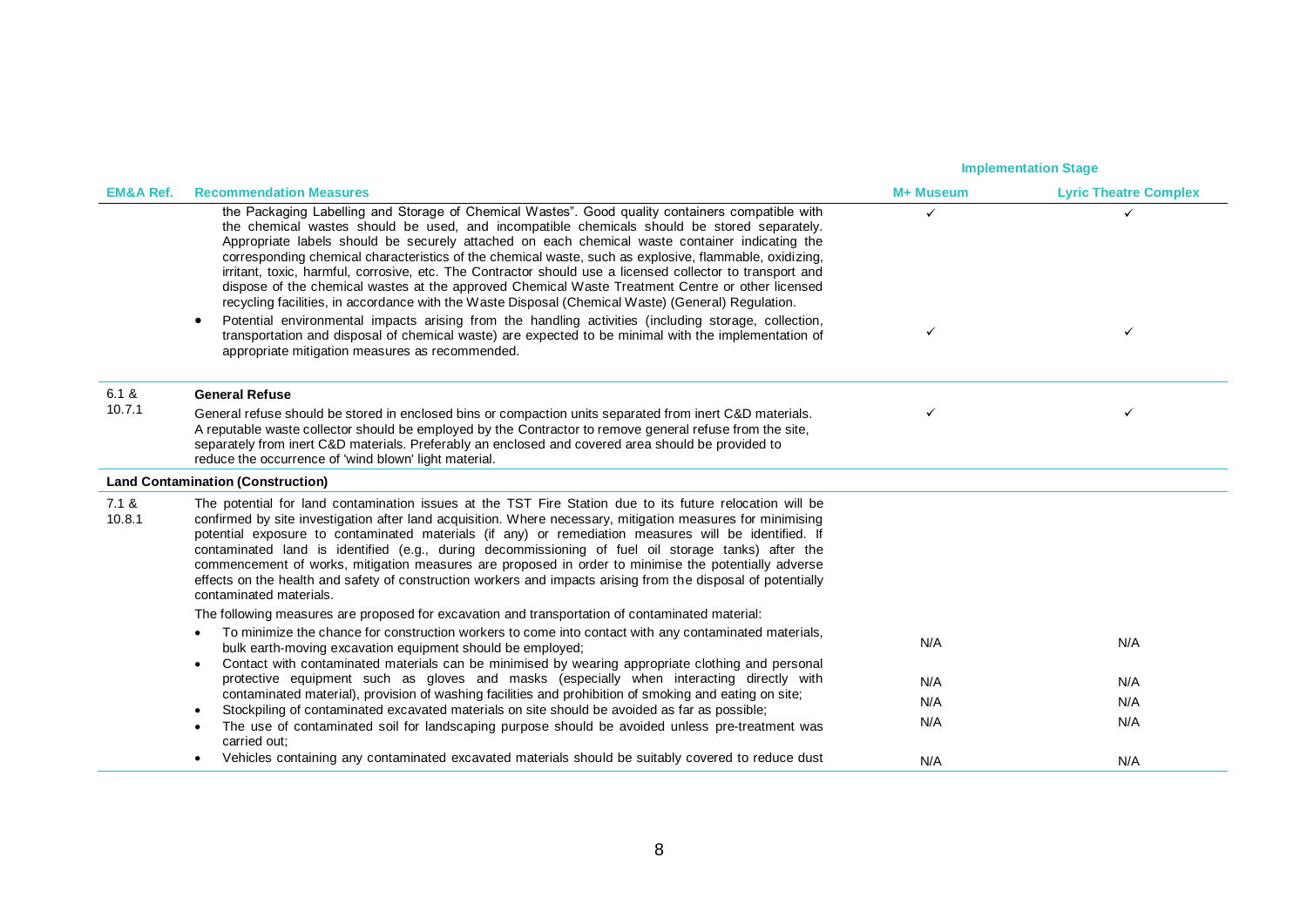| EM&A Ref. | Recommendation Measures | Implementation Stage | |
|---|---|---|---|
| | | M+ Museum | Lyric Theatre Complex |
| | the Packaging Labelling and Storage of Chemical Wastes". Good quality containers compatible with the chemical wastes should be used, and incompatible chemicals should be stored separately. Appropriate labels should be securely attached on each chemical waste container indicating the corresponding chemical characteristics of the chemical waste, such as explosive, flammable, oxidizing, irritant, toxic, harmful, corrosive, etc. The Contractor should use a licensed collector to transport and dispose of the chemical wastes at the approved Chemical Waste Treatment Centre or other licensed recycling facilities, in accordance with the Waste Disposal (Chemical Waste) (General) Regulation. | ✓ | ✓ |
| | • Potential environmental impacts arising from the handling activities (including storage, collection, transportation and disposal of chemical waste) are expected to be minimal with the implementation of appropriate mitigation measures as recommended. | ✓ | ✓ |
| 6.1 & 10.7.1 | **General Refuse**<br>General refuse should be stored in enclosed bins or compaction units separated from inert C&D materials. A reputable waste collector should be employed by the Contractor to remove general refuse from the site, separately from inert C&D materials. Preferably an enclosed and covered area should be provided to reduce the occurrence of 'wind blown' light material. | ✓ | ✓ |
| **Land Contamination (Construction)** | | | |
| 7.1 & 10.8.1 | The potential for land contamination issues at the TST Fire Station due to its future relocation will be confirmed by site investigation after land acquisition. Where necessary, mitigation measures for minimising potential exposure to contaminated materials (if any) or remediation measures will be identified. If contaminated land is identified (e.g., during decommissioning of fuel oil storage tanks) after the commencement of works, mitigation measures are proposed in order to minimise the potentially adverse effects on the health and safety of construction workers and impacts arising from the disposal of potentially contaminated materials.<br>The following measures are proposed for excavation and transportation of contaminated material: | | |
| | • To minimize the chance for construction workers to come into contact with any contaminated materials, bulk earth-moving excavation equipment should be employed; | N/A | N/A |
| | • Contact with contaminated materials can be minimised by wearing appropriate clothing and personal protective equipment such as gloves and masks (especially when interacting directly with contaminated material), provision of washing facilities and prohibition of smoking and eating on site; | N/A | N/A |
| | • Stockpiling of contaminated excavated materials on site should be avoided as far as possible; | N/A | N/A |
| | • The use of contaminated soil for landscaping purpose should be avoided unless pre-treatment was carried out; | N/A | N/A |
| | • Vehicles containing any contaminated excavated materials should be suitably covered to reduce dust | N/A | N/A |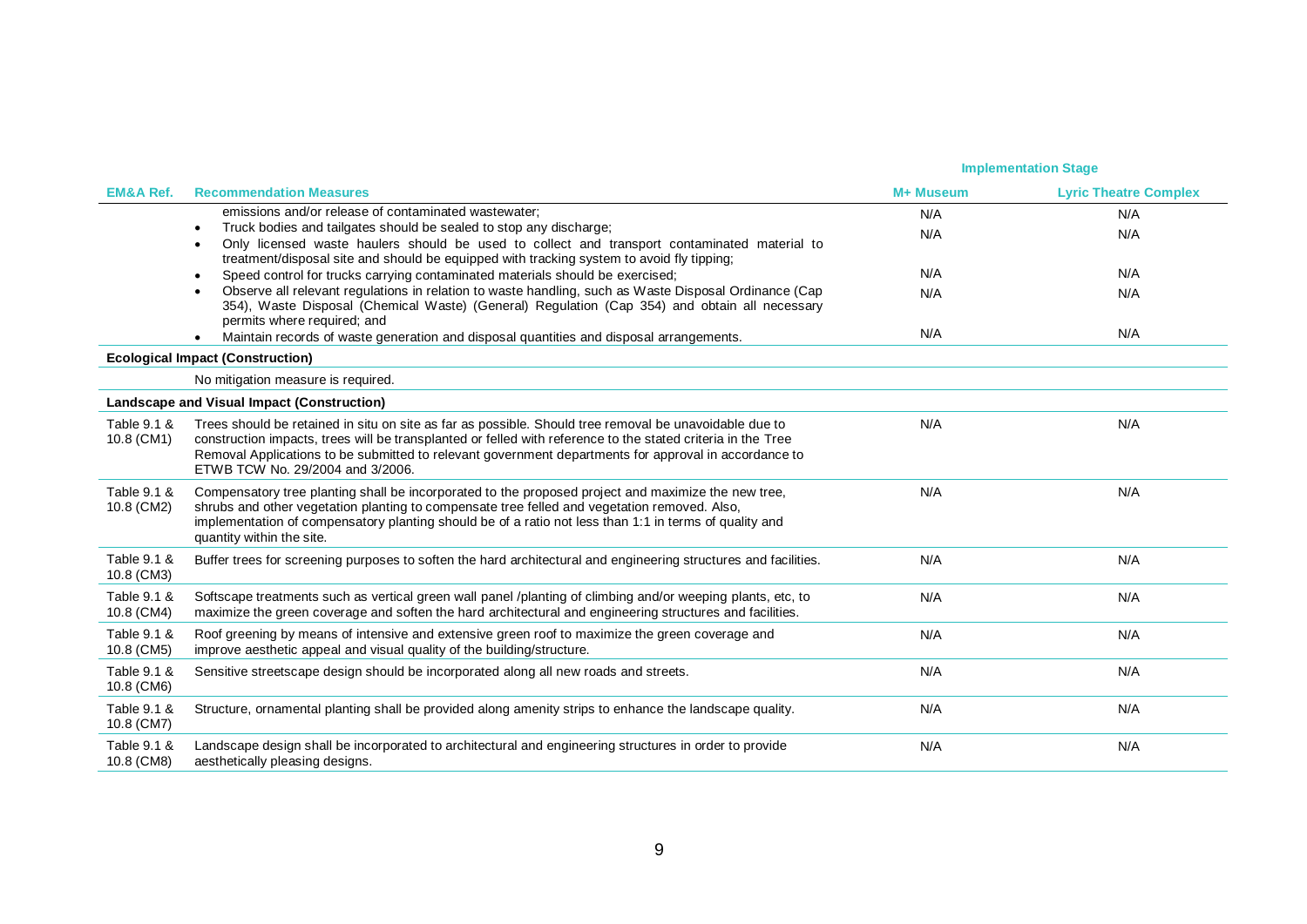| EM&A Ref. | Recommendation Measures | Implementation Stage | |
|---|---|---|---|
| | | M+ Museum | Lyric Theatre Complex |
| | emissions and/or release of contaminated wastewater; | N/A | N/A |
| | • Truck bodies and tailgates should be sealed to stop any discharge; | N/A | N/A |
| | • Only licensed waste haulers should be used to collect and transport contaminated material to treatment/disposal site and should be equipped with tracking system to avoid fly tipping; | | |
| | • Speed control for trucks carrying contaminated materials should be exercised; | N/A | N/A |
| | • Observe all relevant regulations in relation to waste handling, such as Waste Disposal Ordinance (Cap 354), Waste Disposal (Chemical Waste) (General) Regulation (Cap 354) and obtain all necessary permits where required; and | N/A | N/A |
| | • Maintain records of waste generation and disposal quantities and disposal arrangements. | N/A | N/A |
| **Ecological Impact (Construction)** | | | |
| | No mitigation measure is required. | | |
| **Landscape and Visual Impact (Construction)** | | | |
| Table 9.1 & 10.8 (CM1) | Trees should be retained in situ on site as far as possible. Should tree removal be unavoidable due to construction impacts, trees will be transplanted or felled with reference to the stated criteria in the Tree Removal Applications to be submitted to relevant government departments for approval in accordance to ETWB TCW No. 29/2004 and 3/2006. | N/A | N/A |
| Table 9.1 & 10.8 (CM2) | Compensatory tree planting shall be incorporated to the proposed project and maximize the new tree, shrubs and other vegetation planting to compensate tree felled and vegetation removed. Also, implementation of compensatory planting should be of a ratio not less than 1:1 in terms of quality and quantity within the site. | N/A | N/A |
| Table 9.1 & 10.8 (CM3) | Buffer trees for screening purposes to soften the hard architectural and engineering structures and facilities. | N/A | N/A |
| Table 9.1 & 10.8 (CM4) | Softscape treatments such as vertical green wall panel /planting of climbing and/or weeping plants, etc, to maximize the green coverage and soften the hard architectural and engineering structures and facilities. | N/A | N/A |
| Table 9.1 & 10.8 (CM5) | Roof greening by means of intensive and extensive green roof to maximize the green coverage and improve aesthetic appeal and visual quality of the building/structure. | N/A | N/A |
| Table 9.1 & 10.8 (CM6) | Sensitive streetscape design should be incorporated along all new roads and streets. | N/A | N/A |
| Table 9.1 & 10.8 (CM7) | Structure, ornamental planting shall be provided along amenity strips to enhance the landscape quality. | N/A | N/A |
| Table 9.1 & 10.8 (CM8) | Landscape design shall be incorporated to architectural and engineering structures in order to provide aesthetically pleasing designs. | N/A | N/A |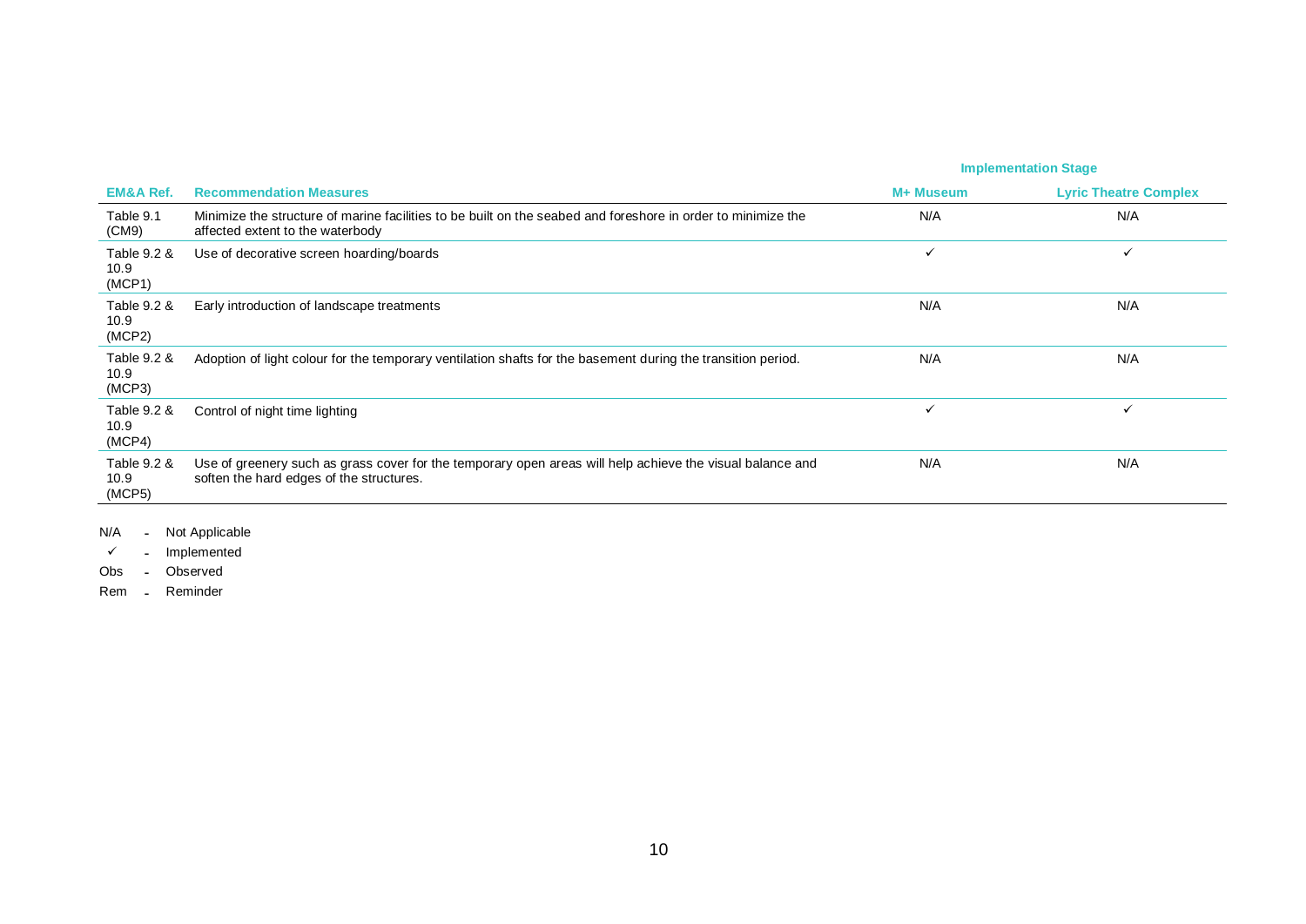| | | Implementation Stage | |
|---|---|---|---|
| **EM&A Ref.** | **Recommendation Measures** | **M+ Museum** | **Lyric Theatre Complex** |
| Table 9.1 (CM9) | Minimize the structure of marine facilities to be built on the seabed and foreshore in order to minimize the affected extent to the waterbody | N/A | N/A |
| Table 9.2 & 10.9 (MCP1) | Use of decorative screen hoarding/boards | ✓ | ✓ |
| Table 9.2 & 10.9 (MCP2) | Early introduction of landscape treatments | N/A | N/A |
| Table 9.2 & 10.9 (MCP3) | Adoption of light colour for the temporary ventilation shafts for the basement during the transition period. | N/A | N/A |
| Table 9.2 & 10.9 (MCP4) | Control of night time lighting | ✓ | ✓ |
| Table 9.2 & 10.9 (MCP5) | Use of greenery such as grass cover for the temporary open areas will help achieve the visual balance and soften the hard edges of the structures. | N/A | N/A |

N/A - Not Applicable

✓ - Implemented

Obs - Observed

Rem - Reminder